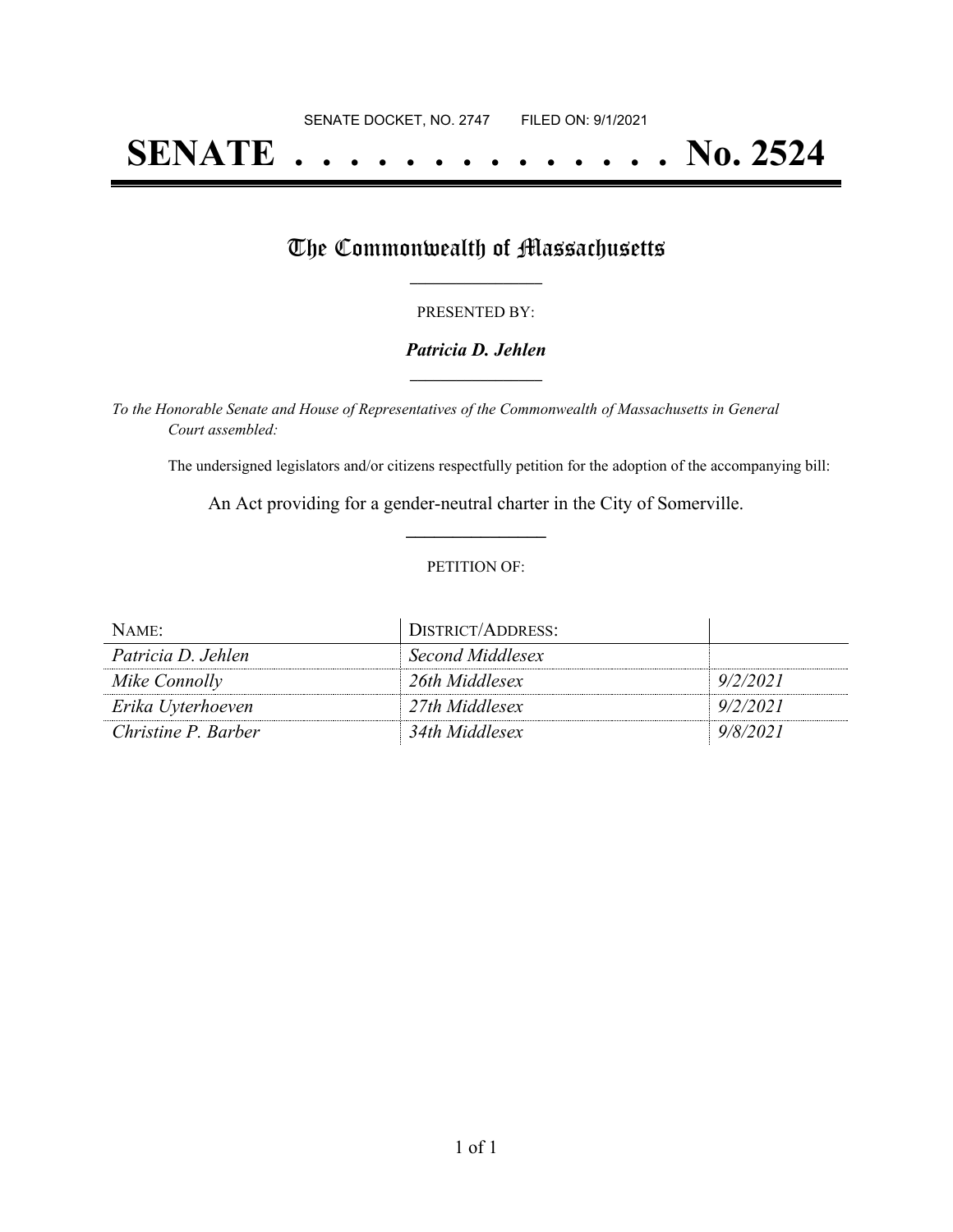SENATE DOCKET, NO. 2747        FILED ON: 9/1/2021

# SENATE . . . . . . . . . . . . . . No. 2524

## The Commonwealth of Massachusetts

PRESENTED BY:

***Patricia D. Jehlen***

*To the Honorable Senate and House of Representatives of the Commonwealth of Massachusetts in General Court assembled:*

The undersigned legislators and/or citizens respectfully petition for the adoption of the accompanying bill:

An Act providing for a gender-neutral charter in the City of Somerville.

PETITION OF:

| NAME: | DISTRICT/ADDRESS: | |
|---|---|---|
| *Patricia D. Jehlen* | *Second Middlesex* | |
| *Mike Connolly* | *26th Middlesex* | *9/2/2021* |
| *Erika Uyterhoeven* | *27th Middlesex* | *9/2/2021* |
| *Christine P. Barber* | *34th Middlesex* | *9/8/2021* |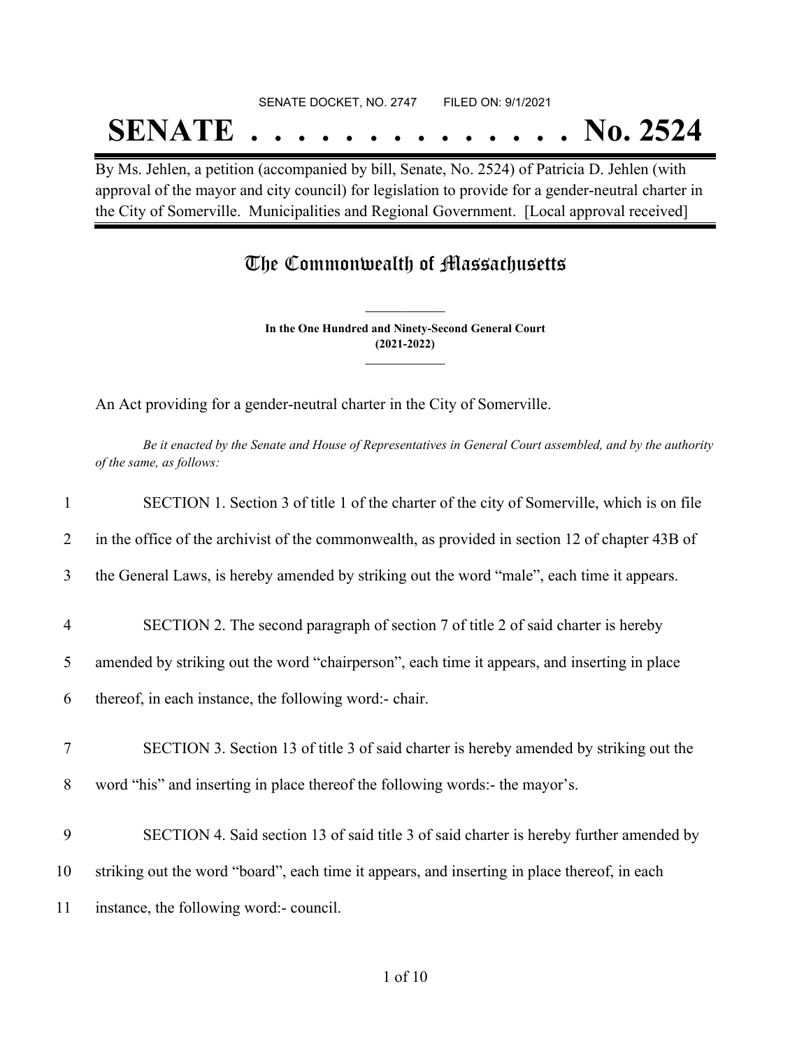SENATE DOCKET, NO. 2747 FILED ON: 9/1/2021

# SENATE . . . . . . . . . . . . . . No. 2524

By Ms. Jehlen, a petition (accompanied by bill, Senate, No. 2524) of Patricia D. Jehlen (with approval of the mayor and city council) for legislation to provide for a gender-neutral charter in the City of Somerville. Municipalities and Regional Government. [Local approval received]

## The Commonwealth of Massachusetts

**In the One Hundred and Ninety-Second General Court**
**(2021-2022)**

An Act providing for a gender-neutral charter in the City of Somerville.

*Be it enacted by the Senate and House of Representatives in General Court assembled, and by the authority of the same, as follows:*

1 SECTION 1. Section 3 of title 1 of the charter of the city of Somerville, which is on file
2 in the office of the archivist of the commonwealth, as provided in section 12 of chapter 43B of
3 the General Laws, is hereby amended by striking out the word "male", each time it appears.

4 SECTION 2. The second paragraph of section 7 of title 2 of said charter is hereby
5 amended by striking out the word "chairperson", each time it appears, and inserting in place
6 thereof, in each instance, the following word:- chair.

7 SECTION 3. Section 13 of title 3 of said charter is hereby amended by striking out the
8 word "his" and inserting in place thereof the following words:- the mayor's.

9 SECTION 4. Said section 13 of said title 3 of said charter is hereby further amended by
10 striking out the word "board", each time it appears, and inserting in place thereof, in each
11 instance, the following word:- council.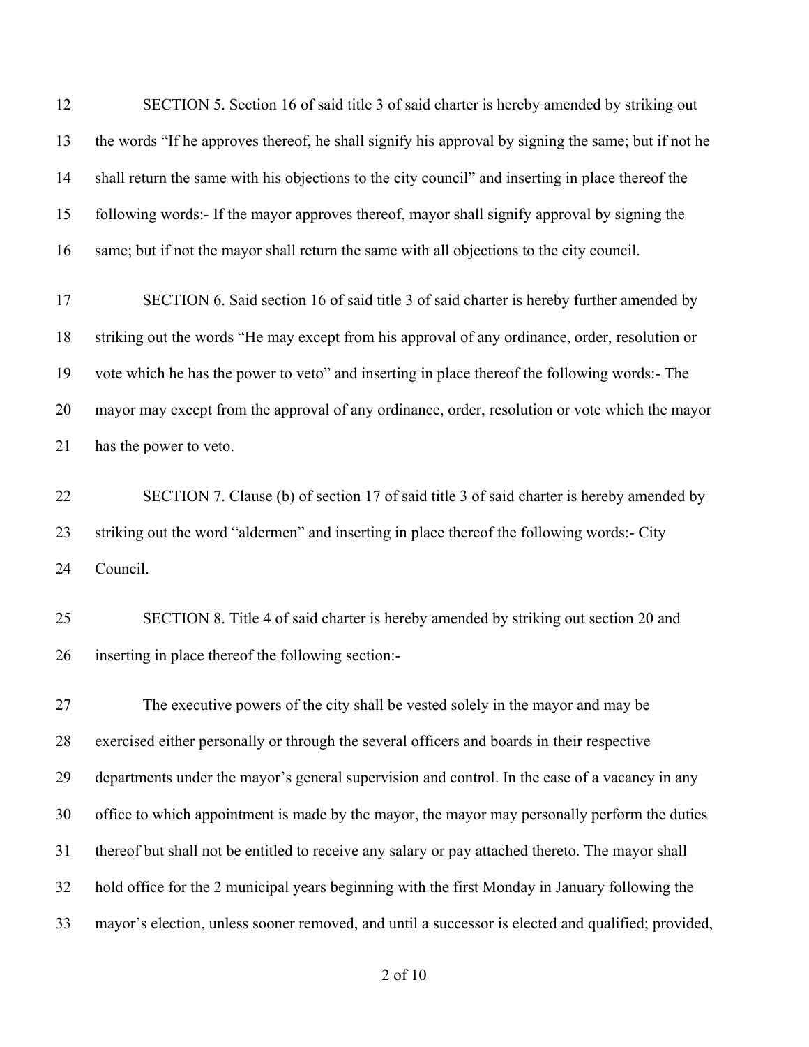SECTION 5. Section 16 of said title 3 of said charter is hereby amended by striking out the words "If he approves thereof, he shall signify his approval by signing the same; but if not he shall return the same with his objections to the city council" and inserting in place thereof the following words:- If the mayor approves thereof, mayor shall signify approval by signing the same; but if not the mayor shall return the same with all objections to the city council.

SECTION 6. Said section 16 of said title 3 of said charter is hereby further amended by striking out the words "He may except from his approval of any ordinance, order, resolution or vote which he has the power to veto" and inserting in place thereof the following words:- The mayor may except from the approval of any ordinance, order, resolution or vote which the mayor has the power to veto.

SECTION 7. Clause (b) of section 17 of said title 3 of said charter is hereby amended by striking out the word "aldermen" and inserting in place thereof the following words:- City Council.

SECTION 8. Title 4 of said charter is hereby amended by striking out section 20 and inserting in place thereof the following section:-

The executive powers of the city shall be vested solely in the mayor and may be exercised either personally or through the several officers and boards in their respective departments under the mayor's general supervision and control. In the case of a vacancy in any office to which appointment is made by the mayor, the mayor may personally perform the duties thereof but shall not be entitled to receive any salary or pay attached thereto. The mayor shall hold office for the 2 municipal years beginning with the first Monday in January following the mayor's election, unless sooner removed, and until a successor is elected and qualified; provided,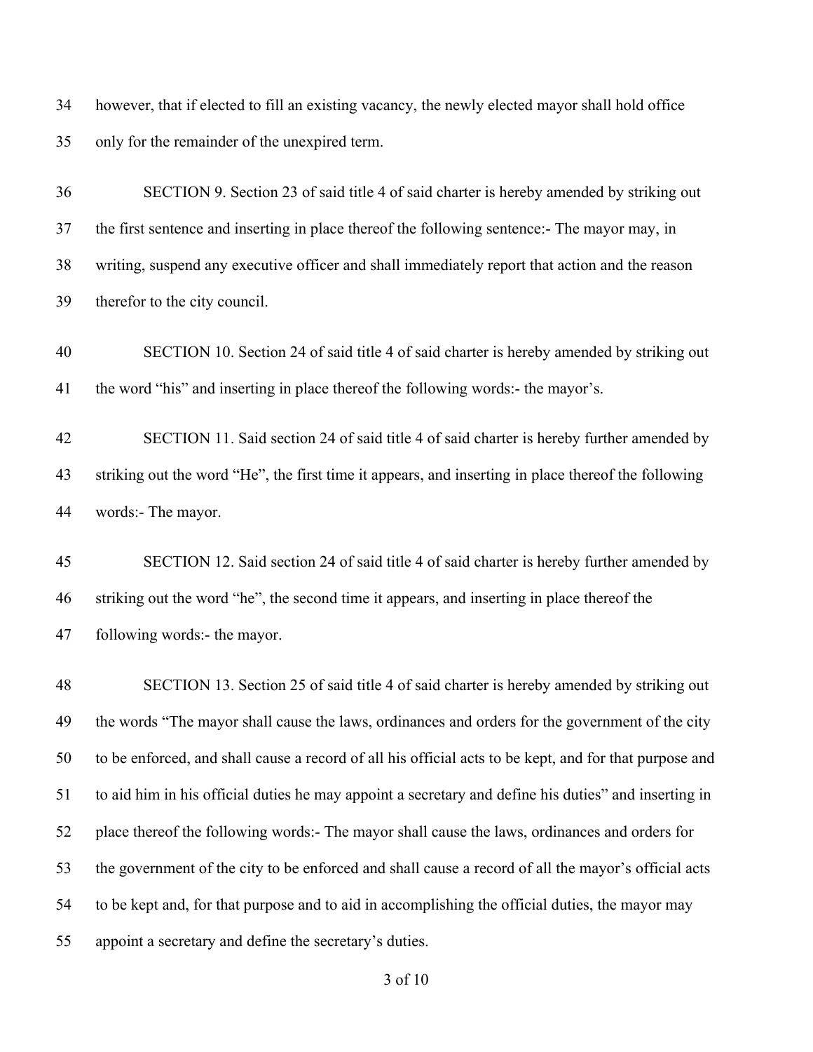however, that if elected to fill an existing vacancy, the newly elected mayor shall hold office only for the remainder of the unexpired term.

SECTION 9. Section 23 of said title 4 of said charter is hereby amended by striking out the first sentence and inserting in place thereof the following sentence:- The mayor may, in writing, suspend any executive officer and shall immediately report that action and the reason therefor to the city council.

SECTION 10. Section 24 of said title 4 of said charter is hereby amended by striking out the word "his" and inserting in place thereof the following words:- the mayor's.

SECTION 11. Said section 24 of said title 4 of said charter is hereby further amended by striking out the word "He", the first time it appears, and inserting in place thereof the following words:- The mayor.

SECTION 12. Said section 24 of said title 4 of said charter is hereby further amended by striking out the word "he", the second time it appears, and inserting in place thereof the following words:- the mayor.

SECTION 13. Section 25 of said title 4 of said charter is hereby amended by striking out the words "The mayor shall cause the laws, ordinances and orders for the government of the city to be enforced, and shall cause a record of all his official acts to be kept, and for that purpose and to aid him in his official duties he may appoint a secretary and define his duties" and inserting in place thereof the following words:- The mayor shall cause the laws, ordinances and orders for the government of the city to be enforced and shall cause a record of all the mayor's official acts to be kept and, for that purpose and to aid in accomplishing the official duties, the mayor may appoint a secretary and define the secretary's duties.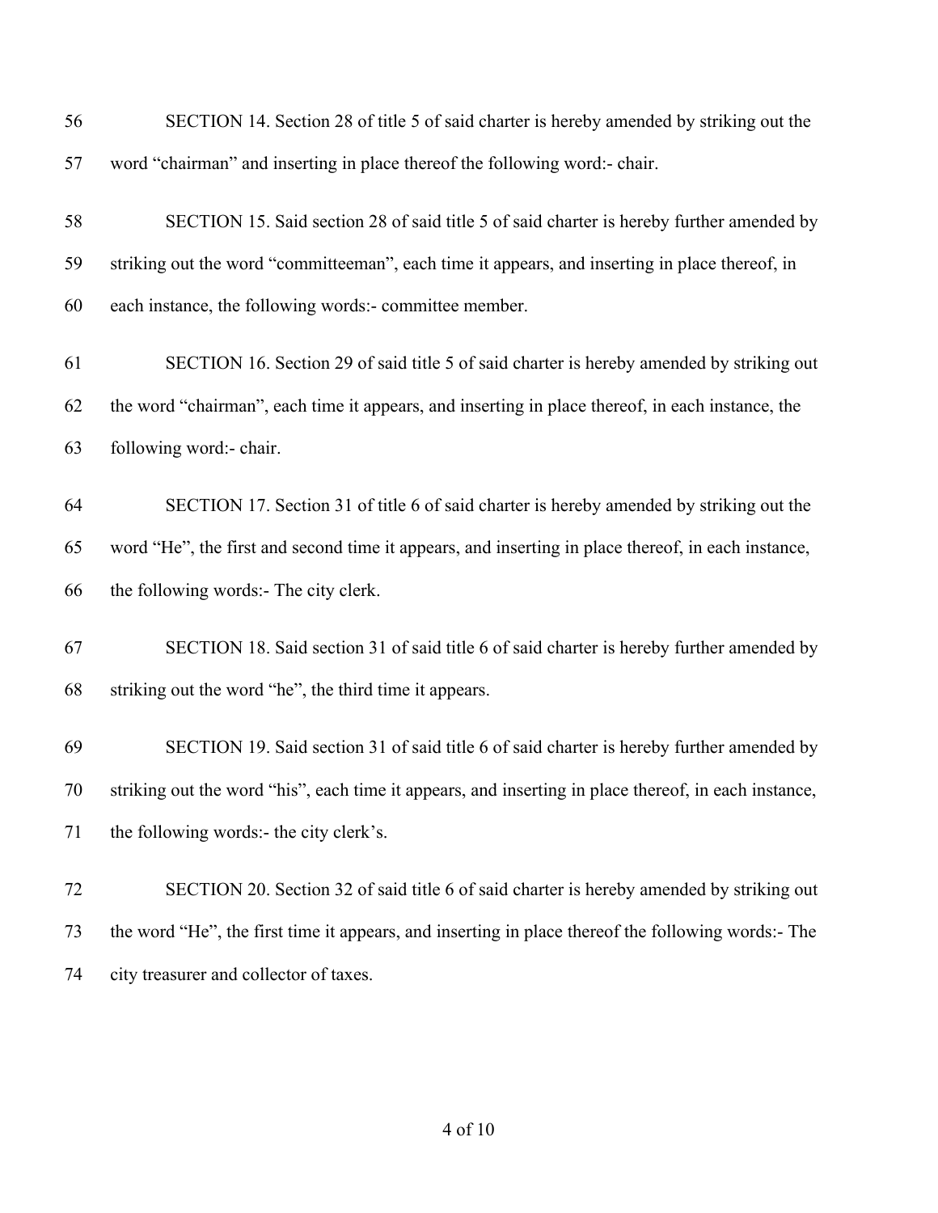SECTION 14. Section 28 of title 5 of said charter is hereby amended by striking out the word "chairman" and inserting in place thereof the following word:- chair.

SECTION 15. Said section 28 of said title 5 of said charter is hereby further amended by striking out the word "committeeman", each time it appears, and inserting in place thereof, in each instance, the following words:- committee member.

SECTION 16. Section 29 of said title 5 of said charter is hereby amended by striking out the word "chairman", each time it appears, and inserting in place thereof, in each instance, the following word:- chair.

SECTION 17. Section 31 of title 6 of said charter is hereby amended by striking out the word "He", the first and second time it appears, and inserting in place thereof, in each instance, the following words:- The city clerk.

SECTION 18. Said section 31 of said title 6 of said charter is hereby further amended by striking out the word "he", the third time it appears.

SECTION 19. Said section 31 of said title 6 of said charter is hereby further amended by striking out the word "his", each time it appears, and inserting in place thereof, in each instance, the following words:- the city clerk's.

SECTION 20. Section 32 of said title 6 of said charter is hereby amended by striking out the word "He", the first time it appears, and inserting in place thereof the following words:- The city treasurer and collector of taxes.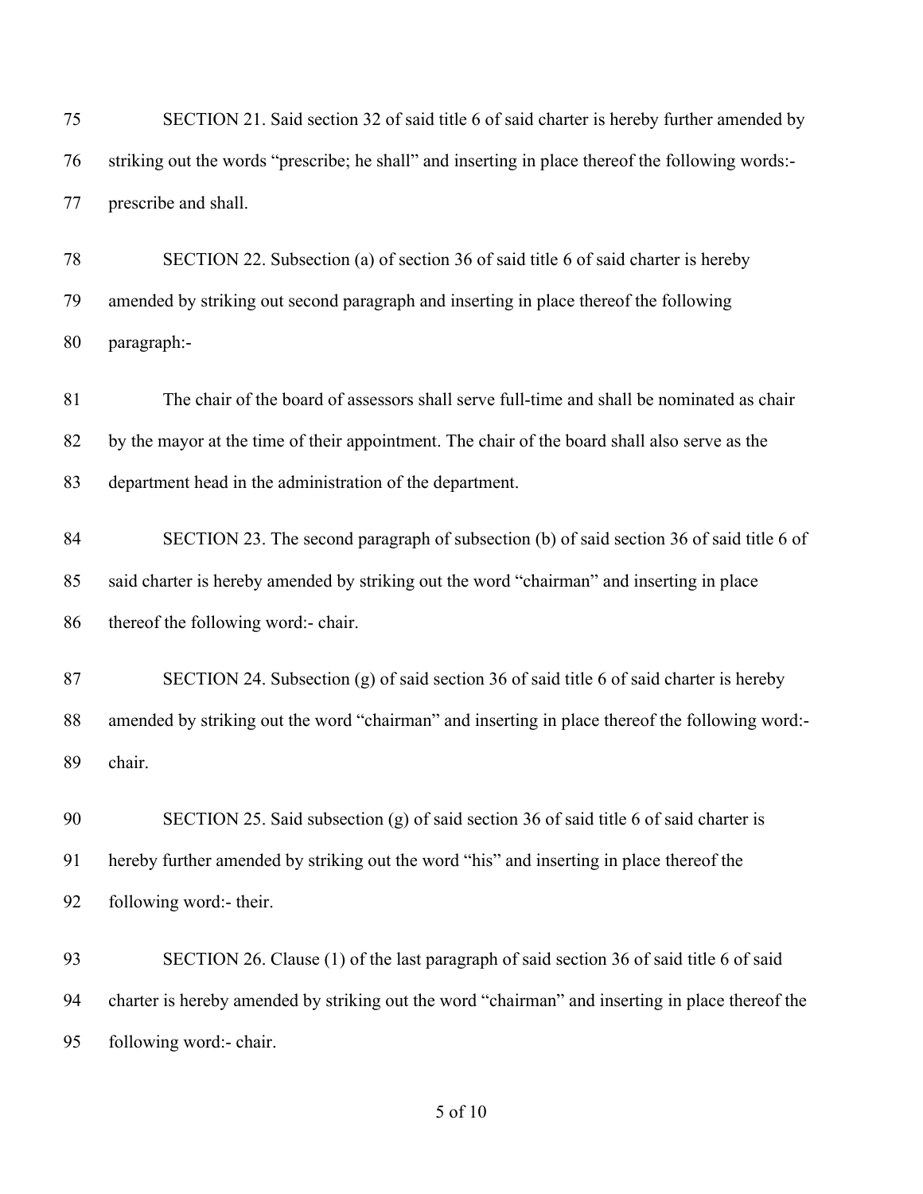SECTION 21. Said section 32 of said title 6 of said charter is hereby further amended by striking out the words "prescribe; he shall" and inserting in place thereof the following words:- prescribe and shall.

SECTION 22. Subsection (a) of section 36 of said title 6 of said charter is hereby amended by striking out second paragraph and inserting in place thereof the following paragraph:-

The chair of the board of assessors shall serve full-time and shall be nominated as chair by the mayor at the time of their appointment. The chair of the board shall also serve as the department head in the administration of the department.

SECTION 23. The second paragraph of subsection (b) of said section 36 of said title 6 of said charter is hereby amended by striking out the word "chairman" and inserting in place thereof the following word:- chair.

SECTION 24. Subsection (g) of said section 36 of said title 6 of said charter is hereby amended by striking out the word "chairman" and inserting in place thereof the following word:- chair.

SECTION 25. Said subsection (g) of said section 36 of said title 6 of said charter is hereby further amended by striking out the word "his" and inserting in place thereof the following word:- their.

SECTION 26. Clause (1) of the last paragraph of said section 36 of said title 6 of said charter is hereby amended by striking out the word "chairman" and inserting in place thereof the following word:- chair.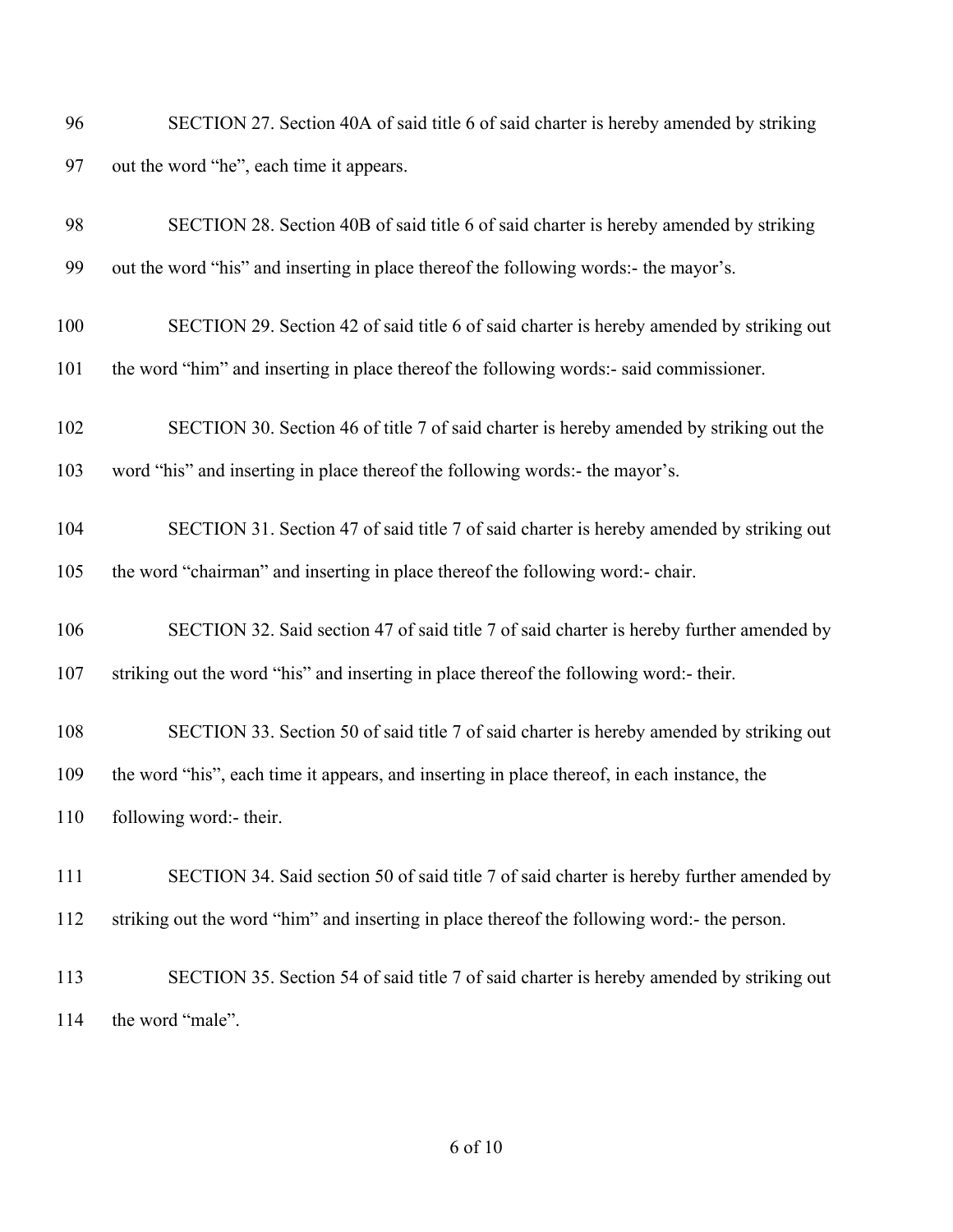SECTION 27. Section 40A of said title 6 of said charter is hereby amended by striking out the word "he", each time it appears.

SECTION 28. Section 40B of said title 6 of said charter is hereby amended by striking out the word "his" and inserting in place thereof the following words:- the mayor's.

SECTION 29. Section 42 of said title 6 of said charter is hereby amended by striking out the word "him" and inserting in place thereof the following words:- said commissioner.

SECTION 30. Section 46 of title 7 of said charter is hereby amended by striking out the word "his" and inserting in place thereof the following words:- the mayor's.

SECTION 31. Section 47 of said title 7 of said charter is hereby amended by striking out the word "chairman" and inserting in place thereof the following word:- chair.

SECTION 32. Said section 47 of said title 7 of said charter is hereby further amended by striking out the word "his" and inserting in place thereof the following word:- their.

SECTION 33. Section 50 of said title 7 of said charter is hereby amended by striking out the word "his", each time it appears, and inserting in place thereof, in each instance, the following word:- their.

SECTION 34. Said section 50 of said title 7 of said charter is hereby further amended by striking out the word "him" and inserting in place thereof the following word:- the person.

SECTION 35. Section 54 of said title 7 of said charter is hereby amended by striking out the word "male".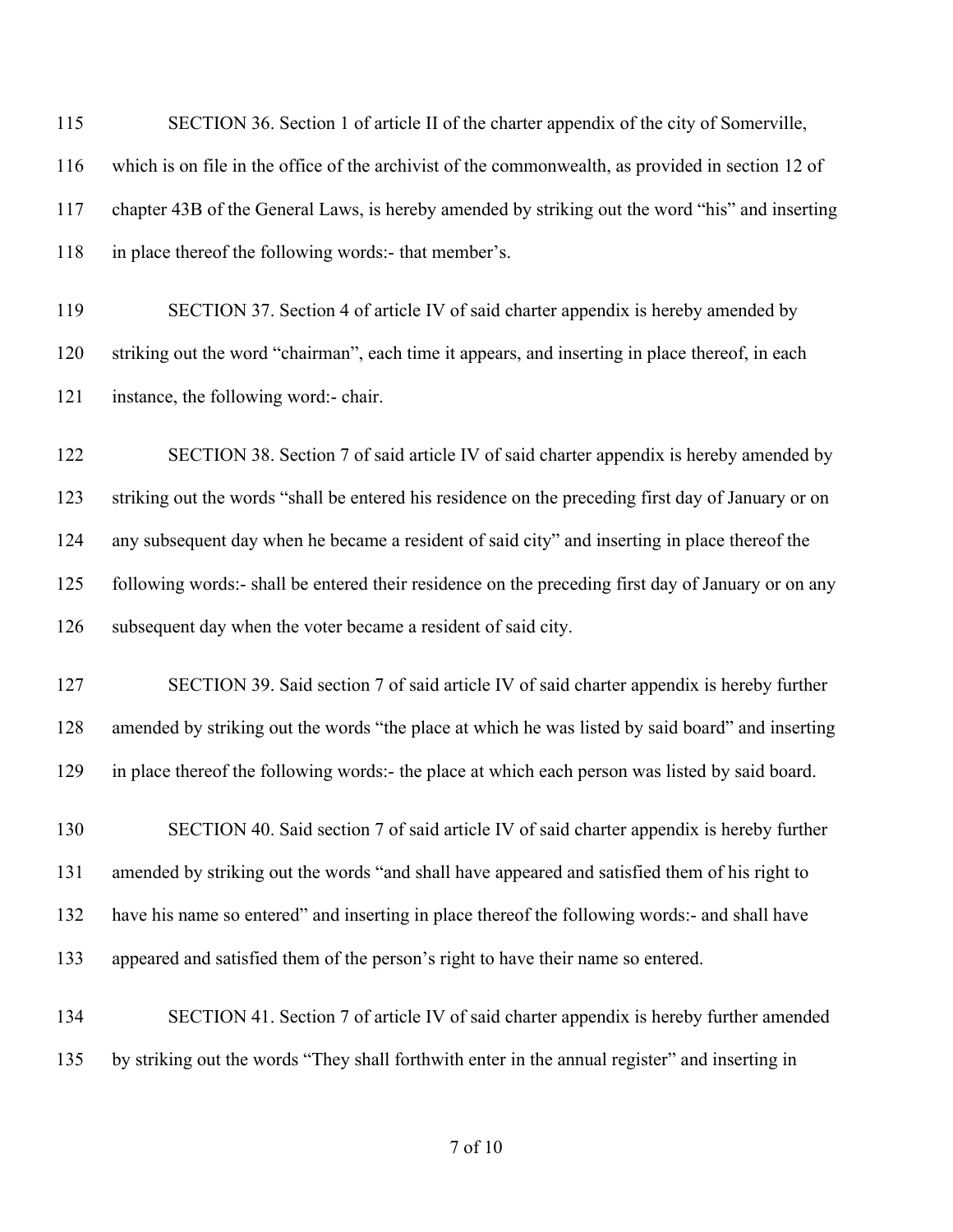SECTION 36. Section 1 of article II of the charter appendix of the city of Somerville, which is on file in the office of the archivist of the commonwealth, as provided in section 12 of chapter 43B of the General Laws, is hereby amended by striking out the word "his" and inserting in place thereof the following words:- that member's.

SECTION 37. Section 4 of article IV of said charter appendix is hereby amended by striking out the word "chairman", each time it appears, and inserting in place thereof, in each instance, the following word:- chair.

SECTION 38. Section 7 of said article IV of said charter appendix is hereby amended by striking out the words "shall be entered his residence on the preceding first day of January or on any subsequent day when he became a resident of said city" and inserting in place thereof the following words:- shall be entered their residence on the preceding first day of January or on any subsequent day when the voter became a resident of said city.

SECTION 39. Said section 7 of said article IV of said charter appendix is hereby further amended by striking out the words "the place at which he was listed by said board" and inserting in place thereof the following words:- the place at which each person was listed by said board.

SECTION 40. Said section 7 of said article IV of said charter appendix is hereby further amended by striking out the words "and shall have appeared and satisfied them of his right to have his name so entered" and inserting in place thereof the following words:- and shall have appeared and satisfied them of the person's right to have their name so entered.

SECTION 41. Section 7 of article IV of said charter appendix is hereby further amended by striking out the words "They shall forthwith enter in the annual register" and inserting in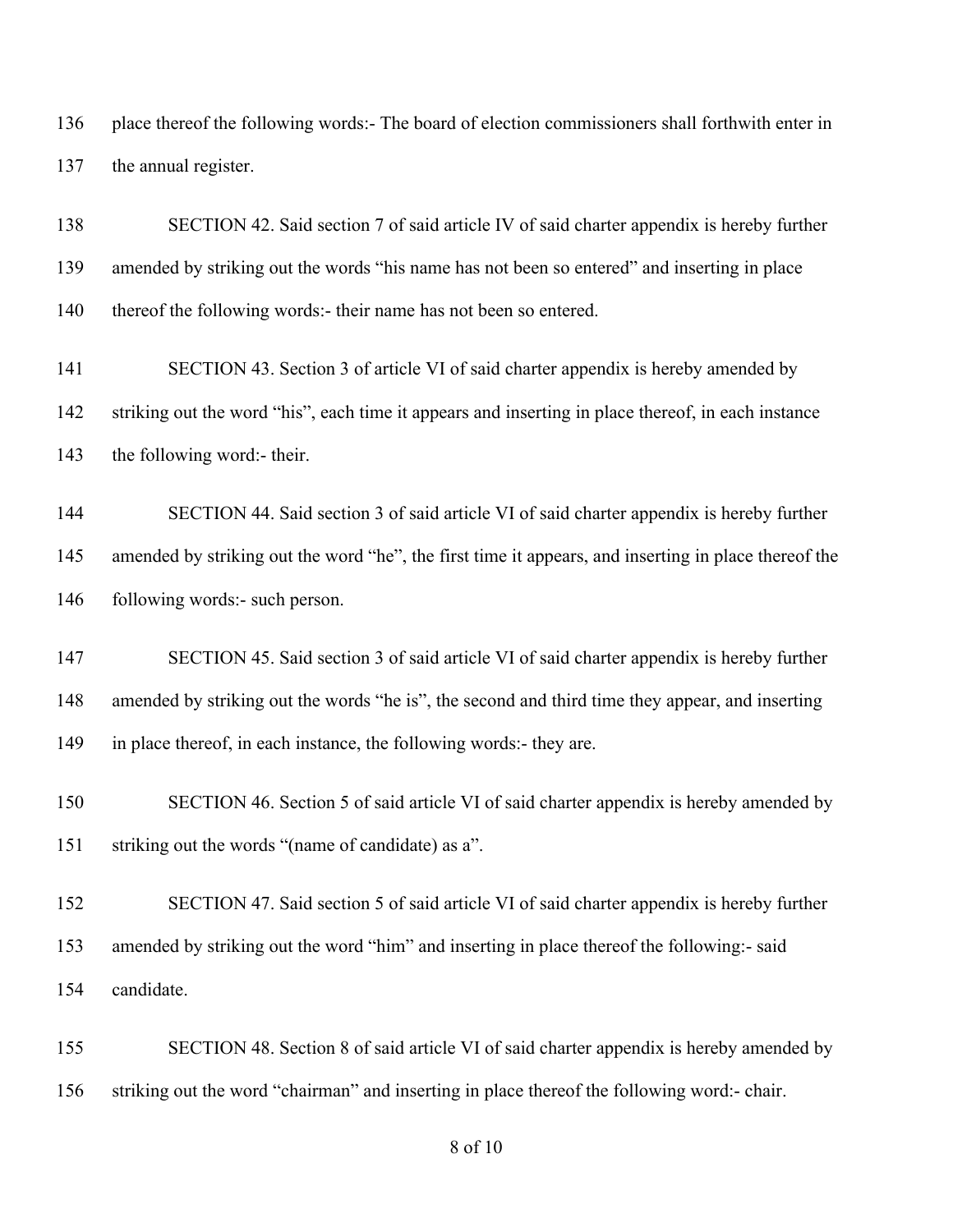place thereof the following words:- The board of election commissioners shall forthwith enter in the annual register.

SECTION 42. Said section 7 of said article IV of said charter appendix is hereby further amended by striking out the words "his name has not been so entered" and inserting in place thereof the following words:- their name has not been so entered.

SECTION 43. Section 3 of article VI of said charter appendix is hereby amended by striking out the word "his", each time it appears and inserting in place thereof, in each instance the following word:- their.

SECTION 44. Said section 3 of said article VI of said charter appendix is hereby further amended by striking out the word "he", the first time it appears, and inserting in place thereof the following words:- such person.

SECTION 45. Said section 3 of said article VI of said charter appendix is hereby further amended by striking out the words "he is", the second and third time they appear, and inserting in place thereof, in each instance, the following words:- they are.

SECTION 46. Section 5 of said article VI of said charter appendix is hereby amended by striking out the words "(name of candidate) as a".

SECTION 47. Said section 5 of said article VI of said charter appendix is hereby further amended by striking out the word "him" and inserting in place thereof the following:- said candidate.

SECTION 48. Section 8 of said article VI of said charter appendix is hereby amended by striking out the word "chairman" and inserting in place thereof the following word:- chair.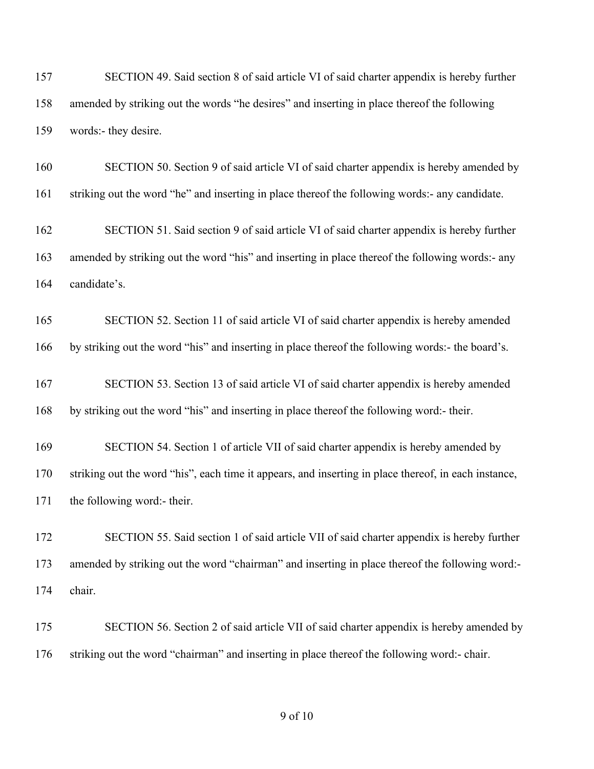SECTION 49. Said section 8 of said article VI of said charter appendix is hereby further amended by striking out the words "he desires" and inserting in place thereof the following words:- they desire.

SECTION 50. Section 9 of said article VI of said charter appendix is hereby amended by striking out the word "he" and inserting in place thereof the following words:- any candidate.

SECTION 51. Said section 9 of said article VI of said charter appendix is hereby further amended by striking out the word "his" and inserting in place thereof the following words:- any candidate's.

SECTION 52. Section 11 of said article VI of said charter appendix is hereby amended by striking out the word "his" and inserting in place thereof the following words:- the board's.

SECTION 53. Section 13 of said article VI of said charter appendix is hereby amended by striking out the word "his" and inserting in place thereof the following word:- their.

SECTION 54. Section 1 of article VII of said charter appendix is hereby amended by striking out the word "his", each time it appears, and inserting in place thereof, in each instance, the following word:- their.

SECTION 55. Said section 1 of said article VII of said charter appendix is hereby further amended by striking out the word "chairman" and inserting in place thereof the following word:- chair.

SECTION 56. Section 2 of said article VII of said charter appendix is hereby amended by striking out the word "chairman" and inserting in place thereof the following word:- chair.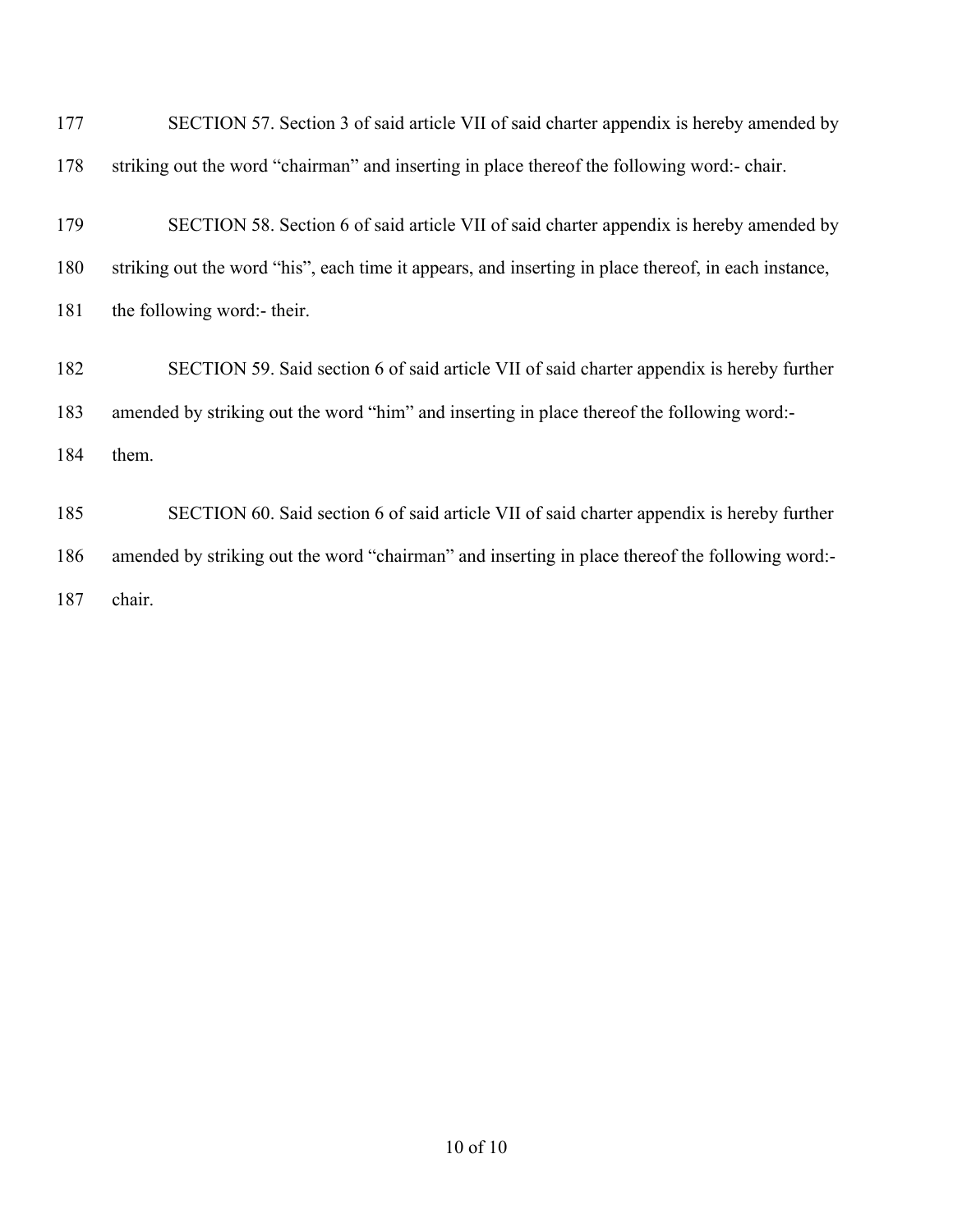SECTION 57. Section 3 of said article VII of said charter appendix is hereby amended by striking out the word “chairman” and inserting in place thereof the following word:- chair.

SECTION 58. Section 6 of said article VII of said charter appendix is hereby amended by striking out the word “his”, each time it appears, and inserting in place thereof, in each instance, the following word:- their.

SECTION 59. Said section 6 of said article VII of said charter appendix is hereby further amended by striking out the word “him” and inserting in place thereof the following word:- them.

SECTION 60. Said section 6 of said article VII of said charter appendix is hereby further amended by striking out the word “chairman” and inserting in place thereof the following word:- chair.